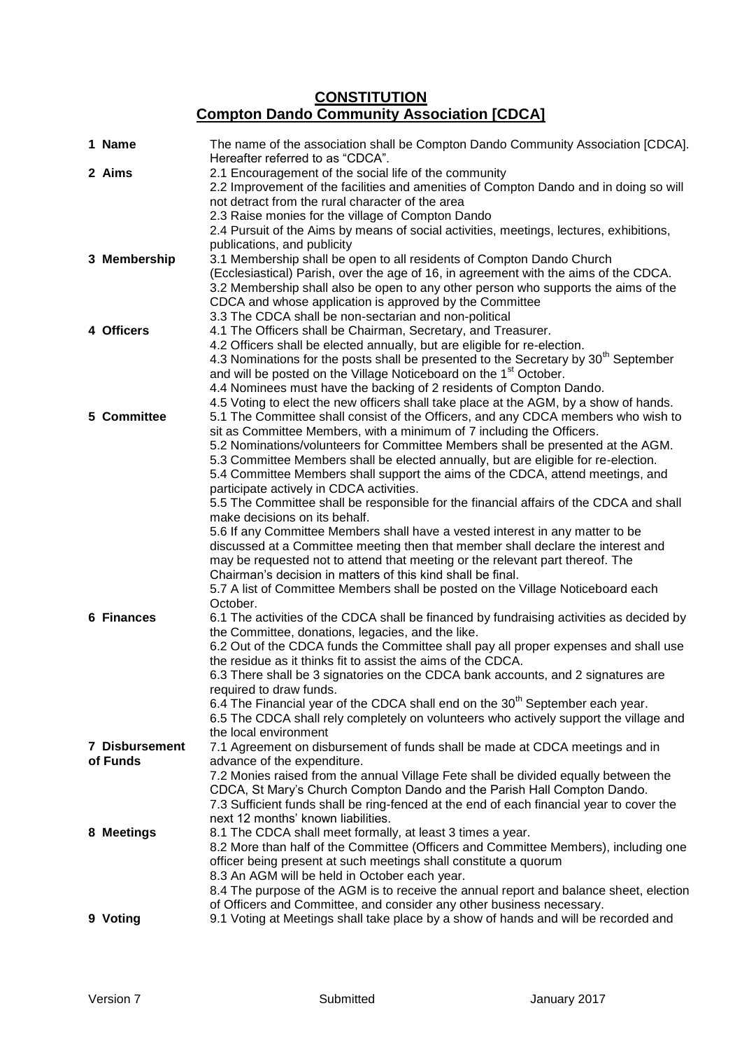# CONSTITUTION

## Compton Dando Community Association [CDCA]

**1 Name**

The name of the association shall be Compton Dando Community Association [CDCA]. Hereafter referred to as "CDCA".

**2 Aims**

2.1 Encouragement of the social life of the community
2.2 Improvement of the facilities and amenities of Compton Dando and in doing so will not detract from the rural character of the area
2.3 Raise monies for the village of Compton Dando
2.4 Pursuit of the Aims by means of social activities, meetings, lectures, exhibitions, publications, and publicity

**3 Membership**

3.1 Membership shall be open to all residents of Compton Dando Church (Ecclesiastical) Parish, over the age of 16, in agreement with the aims of the CDCA.
3.2 Membership shall also be open to any other person who supports the aims of the CDCA and whose application is approved by the Committee
3.3 The CDCA shall be non-sectarian and non-political

**4 Officers**

4.1 The Officers shall be Chairman, Secretary, and Treasurer.
4.2 Officers shall be elected annually, but are eligible for re-election.
4.3 Nominations for the posts shall be presented to the Secretary by 30th September and will be posted on the Village Noticeboard on the 1st October.
4.4 Nominees must have the backing of 2 residents of Compton Dando.
4.5 Voting to elect the new officers shall take place at the AGM, by a show of hands.

**5 Committee**

5.1 The Committee shall consist of the Officers, and any CDCA members who wish to sit as Committee Members, with a minimum of 7 including the Officers.
5.2 Nominations/volunteers for Committee Members shall be presented at the AGM.
5.3 Committee Members shall be elected annually, but are eligible for re-election.
5.4 Committee Members shall support the aims of the CDCA, attend meetings, and participate actively in CDCA activities.
5.5 The Committee shall be responsible for the financial affairs of the CDCA and shall make decisions on its behalf.
5.6 If any Committee Members shall have a vested interest in any matter to be discussed at a Committee meeting then that member shall declare the interest and may be requested not to attend that meeting or the relevant part thereof. The Chairman's decision in matters of this kind shall be final.
5.7 A list of Committee Members shall be posted on the Village Noticeboard each October.

**6 Finances**

6.1 The activities of the CDCA shall be financed by fundraising activities as decided by the Committee, donations, legacies, and the like.
6.2 Out of the CDCA funds the Committee shall pay all proper expenses and shall use the residue as it thinks fit to assist the aims of the CDCA.
6.3 There shall be 3 signatories on the CDCA bank accounts, and 2 signatures are required to draw funds.
6.4 The Financial year of the CDCA shall end on the 30th September each year.
6.5 The CDCA shall rely completely on volunteers who actively support the village and the local environment

**7 Disbursement of Funds**

7.1 Agreement on disbursement of funds shall be made at CDCA meetings and in advance of the expenditure.
7.2 Monies raised from the annual Village Fete shall be divided equally between the CDCA, St Mary's Church Compton Dando and the Parish Hall Compton Dando.
7.3 Sufficient funds shall be ring-fenced at the end of each financial year to cover the next 12 months' known liabilities.

**8 Meetings**

8.1 The CDCA shall meet formally, at least 3 times a year.
8.2 More than half of the Committee (Officers and Committee Members), including one officer being present at such meetings shall constitute a quorum
8.3 An AGM will be held in October each year.
8.4 The purpose of the AGM is to receive the annual report and balance sheet, election of Officers and Committee, and consider any other business necessary.

**9 Voting**

9.1 Voting at Meetings shall take place by a show of hands and will be recorded and

Version 7 Submitted January 2017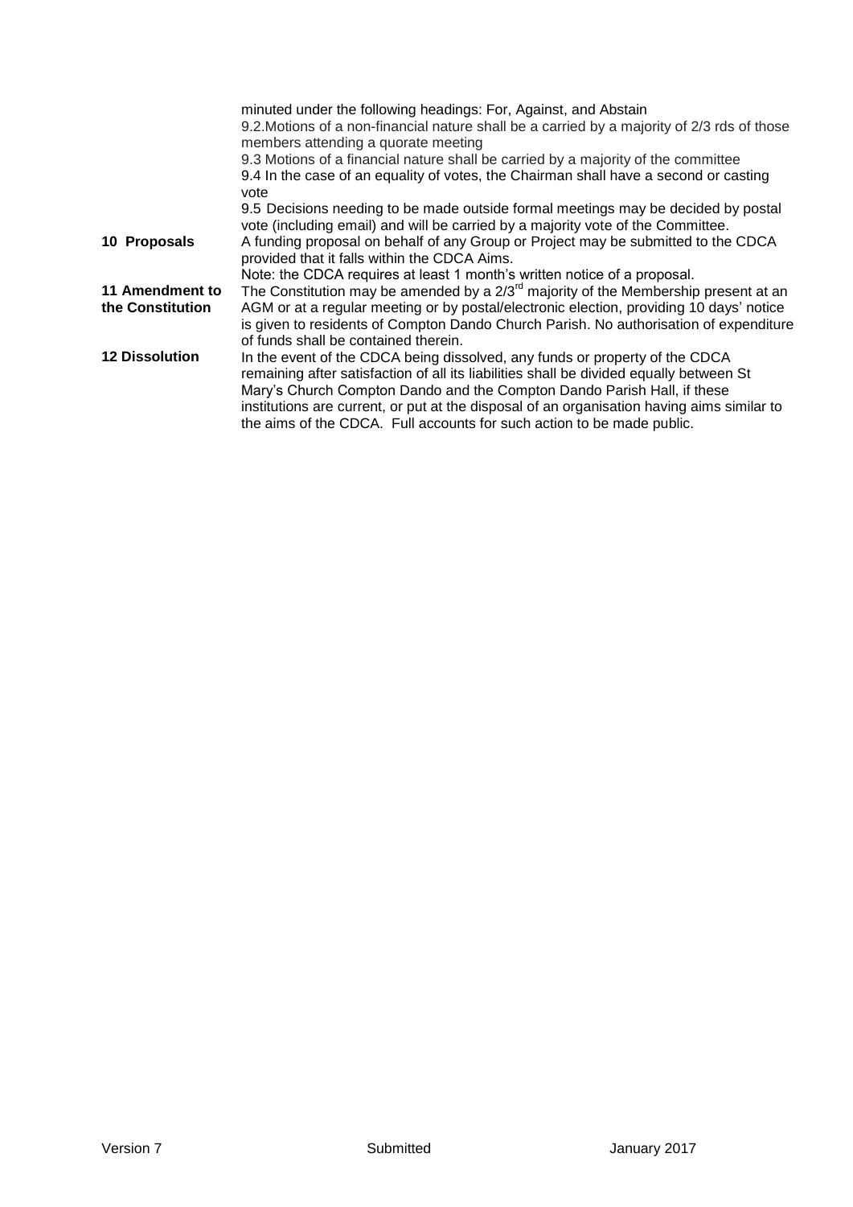minuted under the following headings: For, Against, and Abstain

9.2.Motions of a non-financial nature shall be a carried by a majority of 2/3 rds of those members attending a quorate meeting

9.3 Motions of a financial nature shall be carried by a majority of the committee

9.4 In the case of an equality of votes, the Chairman shall have a second or casting vote

9.5 Decisions needing to be made outside formal meetings may be decided by postal vote (including email) and will be carried by a majority vote of the Committee.

**10 Proposals**

A funding proposal on behalf of any Group or Project may be submitted to the CDCA provided that it falls within the CDCA Aims.

Note: the CDCA requires at least 1 month's written notice of a proposal.

**11 Amendment to the Constitution**

The Constitution may be amended by a 2/3rd majority of the Membership present at an AGM or at a regular meeting or by postal/electronic election, providing 10 days' notice is given to residents of Compton Dando Church Parish. No authorisation of expenditure of funds shall be contained therein.

**12 Dissolution**

In the event of the CDCA being dissolved, any funds or property of the CDCA remaining after satisfaction of all its liabilities shall be divided equally between St Mary's Church Compton Dando and the Compton Dando Parish Hall, if these institutions are current, or put at the disposal of an organisation having aims similar to the aims of the CDCA. Full accounts for such action to be made public.

Version 7 Submitted January 2017